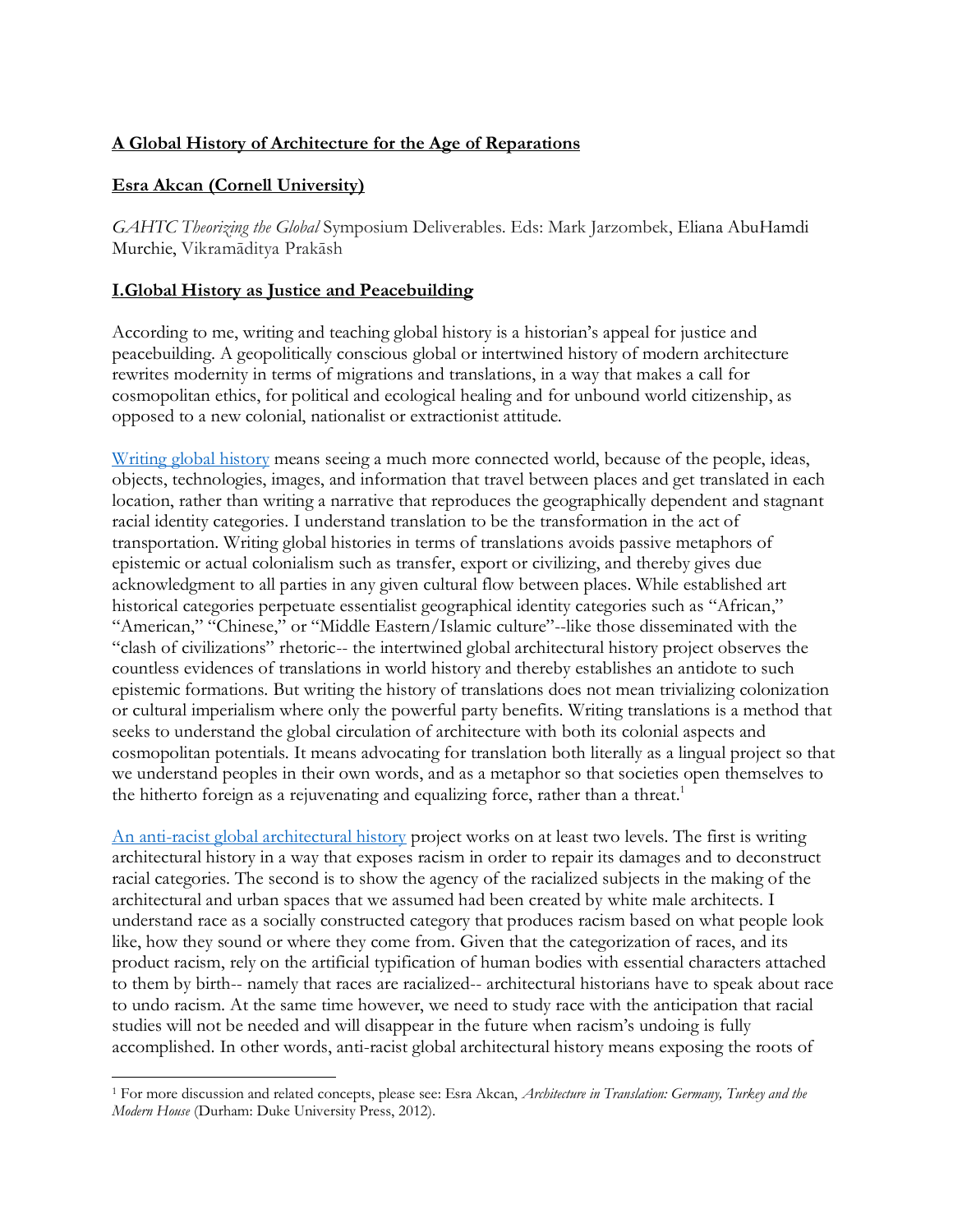# A Global History of Architecture for the Age of Reparations

## Esra Akcan (Cornell University)

*GAHTC Theorizing the Global* Symposium Deliverables. Eds: Mark Jarzombek, Eliana AbuHamdi Murchie, Vikramāditya Prakāsh

## I.Global History as Justice and Peacebuilding

According to me, writing and teaching global history is a historian's appeal for justice and peacebuilding. A geopolitically conscious global or intertwined history of modern architecture rewrites modernity in terms of migrations and translations, in a way that makes a call for cosmopolitan ethics, for political and ecological healing and for unbound world citizenship, as opposed to a new colonial, nationalist or extractionist attitude.

Writing global history means seeing a much more connected world, because of the people, ideas, objects, technologies, images, and information that travel between places and get translated in each location, rather than writing a narrative that reproduces the geographically dependent and stagnant racial identity categories. I understand translation to be the transformation in the act of transportation. Writing global histories in terms of translations avoids passive metaphors of epistemic or actual colonialism such as transfer, export or civilizing, and thereby gives due acknowledgment to all parties in any given cultural flow between places. While established art historical categories perpetuate essentialist geographical identity categories such as "African," "American," "Chinese," or "Middle Eastern/Islamic culture"--like those disseminated with the "clash of civilizations" rhetoric-- the intertwined global architectural history project observes the countless evidences of translations in world history and thereby establishes an antidote to such epistemic formations. But writing the history of translations does not mean trivializing colonization or cultural imperialism where only the powerful party benefits. Writing translations is a method that seeks to understand the global circulation of architecture with both its colonial aspects and cosmopolitan potentials. It means advocating for translation both literally as a lingual project so that we understand peoples in their own words, and as a metaphor so that societies open themselves to the hitherto foreign as a rejuvenating and equalizing force, rather than a threat.[1]

An anti-racist global architectural history project works on at least two levels. The first is writing architectural history in a way that exposes racism in order to repair its damages and to deconstruct racial categories. The second is to show the agency of the racialized subjects in the making of the architectural and urban spaces that we assumed had been created by white male architects. I understand race as a socially constructed category that produces racism based on what people look like, how they sound or where they come from. Given that the categorization of races, and its product racism, rely on the artificial typification of human bodies with essential characters attached to them by birth-- namely that races are racialized-- architectural historians have to speak about race to undo racism. At the same time however, we need to study race with the anticipation that racial studies will not be needed and will disappear in the future when racism's undoing is fully accomplished. In other words, anti-racist global architectural history means exposing the roots of

---

[1] For more discussion and related concepts, please see: Esra Akcan, *Architecture in Translation: Germany, Turkey and the Modern House* (Durham: Duke University Press, 2012).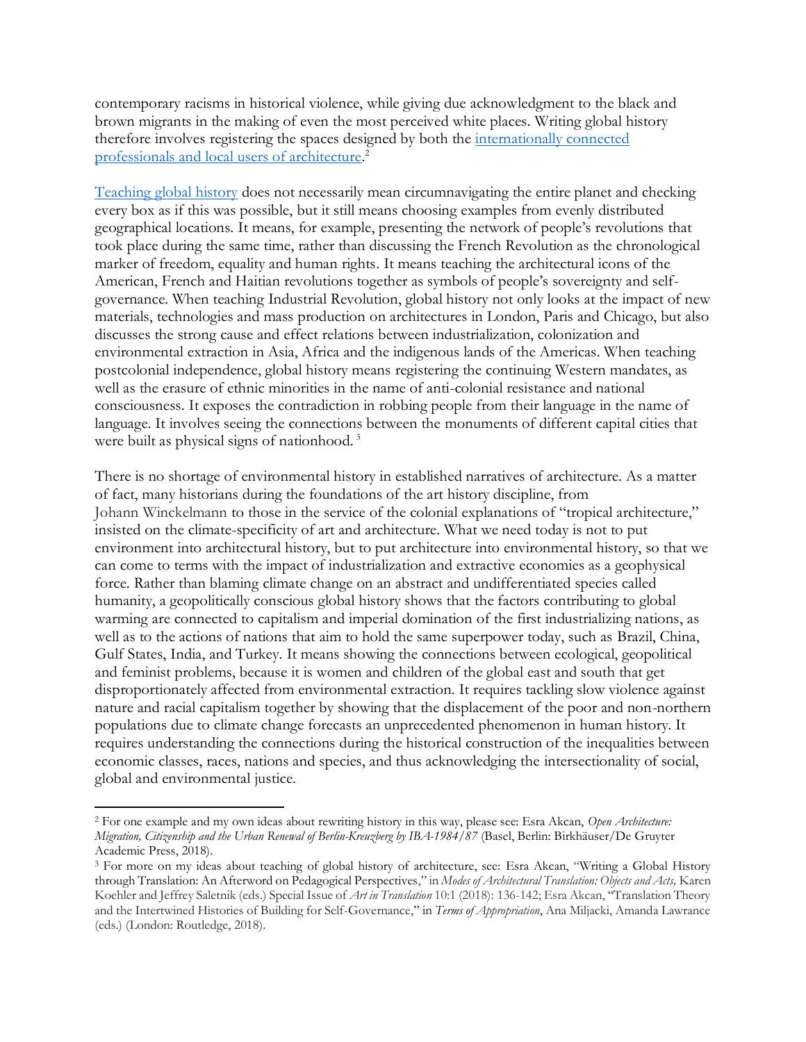contemporary racisms in historical violence, while giving due acknowledgment to the black and brown migrants in the making of even the most perceived white places. Writing global history therefore involves registering the spaces designed by both the internationally connected professionals and local users of architecture.[2]

Teaching global history does not necessarily mean circumnavigating the entire planet and checking every box as if this was possible, but it still means choosing examples from evenly distributed geographical locations. It means, for example, presenting the network of people's revolutions that took place during the same time, rather than discussing the French Revolution as the chronological marker of freedom, equality and human rights. It means teaching the architectural icons of the American, French and Haitian revolutions together as symbols of people's sovereignty and self-governance. When teaching Industrial Revolution, global history not only looks at the impact of new materials, technologies and mass production on architectures in London, Paris and Chicago, but also discusses the strong cause and effect relations between industrialization, colonization and environmental extraction in Asia, Africa and the indigenous lands of the Americas. When teaching postcolonial independence, global history means registering the continuing Western mandates, as well as the erasure of ethnic minorities in the name of anti-colonial resistance and national consciousness. It exposes the contradiction in robbing people from their language in the name of language. It involves seeing the connections between the monuments of different capital cities that were built as physical signs of nationhood.[3]

There is no shortage of environmental history in established narratives of architecture. As a matter of fact, many historians during the foundations of the art history discipline, from Johann Winckelmann to those in the service of the colonial explanations of "tropical architecture," insisted on the climate-specificity of art and architecture. What we need today is not to put environment into architectural history, but to put architecture into environmental history, so that we can come to terms with the impact of industrialization and extractive economies as a geophysical force. Rather than blaming climate change on an abstract and undifferentiated species called humanity, a geopolitically conscious global history shows that the factors contributing to global warming are connected to capitalism and imperial domination of the first industrializing nations, as well as to the actions of nations that aim to hold the same superpower today, such as Brazil, China, Gulf States, India, and Turkey. It means showing the connections between ecological, geopolitical and feminist problems, because it is women and children of the global east and south that get disproportionately affected from environmental extraction. It requires tackling slow violence against nature and racial capitalism together by showing that the displacement of the poor and non-northern populations due to climate change forecasts an unprecedented phenomenon in human history. It requires understanding the connections during the historical construction of the inequalities between economic classes, races, nations and species, and thus acknowledging the intersectionality of social, global and environmental justice.

---

[2] For one example and my own ideas about rewriting history in this way, please see: Esra Akcan, *Open Architecture: Migration, Citizenship and the Urban Renewal of Berlin-Kreuzberg by IBA-1984/87* (Basel, Berlin: Birkhäuser/De Gruyter Academic Press, 2018).

[3] For more on my ideas about teaching of global history of architecture, see: Esra Akcan, "Writing a Global History through Translation: An Afterword on Pedagogical Perspectives," in *Modes of Architectural Translation: Objects and Acts,* Karen Koehler and Jeffrey Saletnik (eds.) Special Issue of *Art in Translation* 10:1 (2018): 136-142; Esra Akcan, "Translation Theory and the Intertwined Histories of Building for Self-Governance," in *Terms of Appropriation*, Ana Miljacki, Amanda Lawrance (eds.) (London: Routledge, 2018).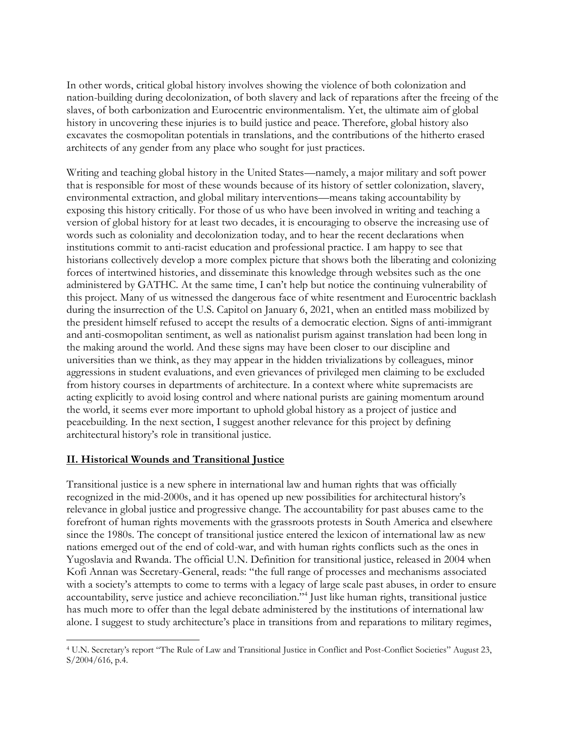In other words, critical global history involves showing the violence of both colonization and nation-building during decolonization, of both slavery and lack of reparations after the freeing of the slaves, of both carbonization and Eurocentric environmentalism. Yet, the ultimate aim of global history in uncovering these injuries is to build justice and peace. Therefore, global history also excavates the cosmopolitan potentials in translations, and the contributions of the hitherto erased architects of any gender from any place who sought for just practices.

Writing and teaching global history in the United States—namely, a major military and soft power that is responsible for most of these wounds because of its history of settler colonization, slavery, environmental extraction, and global military interventions—means taking accountability by exposing this history critically. For those of us who have been involved in writing and teaching a version of global history for at least two decades, it is encouraging to observe the increasing use of words such as coloniality and decolonization today, and to hear the recent declarations when institutions commit to anti-racist education and professional practice. I am happy to see that historians collectively develop a more complex picture that shows both the liberating and colonizing forces of intertwined histories, and disseminate this knowledge through websites such as the one administered by GATHC. At the same time, I can't help but notice the continuing vulnerability of this project. Many of us witnessed the dangerous face of white resentment and Eurocentric backlash during the insurrection of the U.S. Capitol on January 6, 2021, when an entitled mass mobilized by the president himself refused to accept the results of a democratic election. Signs of anti-immigrant and anti-cosmopolitan sentiment, as well as nationalist purism against translation had been long in the making around the world. And these signs may have been closer to our discipline and universities than we think, as they may appear in the hidden trivializations by colleagues, minor aggressions in student evaluations, and even grievances of privileged men claiming to be excluded from history courses in departments of architecture. In a context where white supremacists are acting explicitly to avoid losing control and where national purists are gaining momentum around the world, it seems ever more important to uphold global history as a project of justice and peacebuilding. In the next section, I suggest another relevance for this project by defining architectural history's role in transitional justice.

## II. Historical Wounds and Transitional Justice

Transitional justice is a new sphere in international law and human rights that was officially recognized in the mid-2000s, and it has opened up new possibilities for architectural history's relevance in global justice and progressive change. The accountability for past abuses came to the forefront of human rights movements with the grassroots protests in South America and elsewhere since the 1980s. The concept of transitional justice entered the lexicon of international law as new nations emerged out of the end of cold-war, and with human rights conflicts such as the ones in Yugoslavia and Rwanda. The official U.N. Definition for transitional justice, released in 2004 when Kofi Annan was Secretary-General, reads: "the full range of processes and mechanisms associated with a society's attempts to come to terms with a legacy of large scale past abuses, in order to ensure accountability, serve justice and achieve reconciliation."[4] Just like human rights, transitional justice has much more to offer than the legal debate administered by the institutions of international law alone. I suggest to study architecture's place in transitions from and reparations to military regimes,

[4] U.N. Secretary's report "The Rule of Law and Transitional Justice in Conflict and Post-Conflict Societies" August 23, S/2004/616, p.4.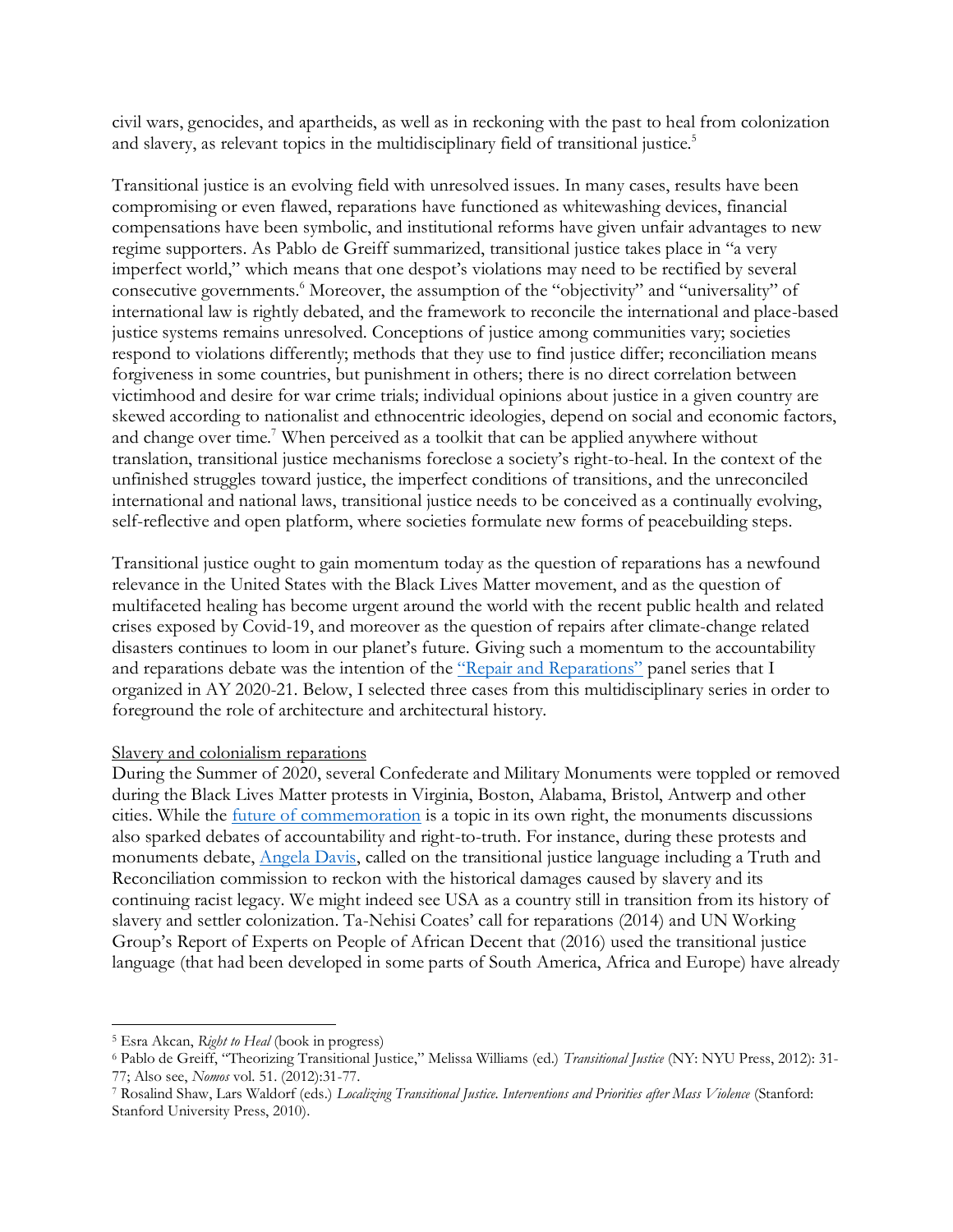civil wars, genocides, and apartheids, as well as in reckoning with the past to heal from colonization and slavery, as relevant topics in the multidisciplinary field of transitional justice.[5]

Transitional justice is an evolving field with unresolved issues. In many cases, results have been compromising or even flawed, reparations have functioned as whitewashing devices, financial compensations have been symbolic, and institutional reforms have given unfair advantages to new regime supporters. As Pablo de Greiff summarized, transitional justice takes place in "a very imperfect world," which means that one despot's violations may need to be rectified by several consecutive governments.[6] Moreover, the assumption of the "objectivity" and "universality" of international law is rightly debated, and the framework to reconcile the international and place-based justice systems remains unresolved. Conceptions of justice among communities vary; societies respond to violations differently; methods that they use to find justice differ; reconciliation means forgiveness in some countries, but punishment in others; there is no direct correlation between victimhood and desire for war crime trials; individual opinions about justice in a given country are skewed according to nationalist and ethnocentric ideologies, depend on social and economic factors, and change over time.[7] When perceived as a toolkit that can be applied anywhere without translation, transitional justice mechanisms foreclose a society's right-to-heal. In the context of the unfinished struggles toward justice, the imperfect conditions of transitions, and the unreconciled international and national laws, transitional justice needs to be conceived as a continually evolving, self-reflective and open platform, where societies formulate new forms of peacebuilding steps.

Transitional justice ought to gain momentum today as the question of reparations has a newfound relevance in the United States with the Black Lives Matter movement, and as the question of multifaceted healing has become urgent around the world with the recent public health and related crises exposed by Covid-19, and moreover as the question of repairs after climate-change related disasters continues to loom in our planet's future. Giving such a momentum to the accountability and reparations debate was the intention of the "Repair and Reparations" panel series that I organized in AY 2020-21. Below, I selected three cases from this multidisciplinary series in order to foreground the role of architecture and architectural history.

Slavery and colonialism reparations

During the Summer of 2020, several Confederate and Military Monuments were toppled or removed during the Black Lives Matter protests in Virginia, Boston, Alabama, Bristol, Antwerp and other cities. While the future of commemoration is a topic in its own right, the monuments discussions also sparked debates of accountability and right-to-truth. For instance, during these protests and monuments debate, Angela Davis, called on the transitional justice language including a Truth and Reconciliation commission to reckon with the historical damages caused by slavery and its continuing racist legacy. We might indeed see USA as a country still in transition from its history of slavery and settler colonization. Ta-Nehisi Coates' call for reparations (2014) and UN Working Group's Report of Experts on People of African Decent that (2016) used the transitional justice language (that had been developed in some parts of South America, Africa and Europe) have already

---

[5] Esra Akcan, *Right to Heal* (book in progress)

[6] Pablo de Greiff, "Theorizing Transitional Justice," Melissa Williams (ed.) *Transitional Justice* (NY: NYU Press, 2012): 31-77; Also see, *Nomos* vol. 51. (2012):31-77.

[7] Rosalind Shaw, Lars Waldorf (eds.) *Localizing Transitional Justice. Interventions and Priorities after Mass Violence* (Stanford: Stanford University Press, 2010).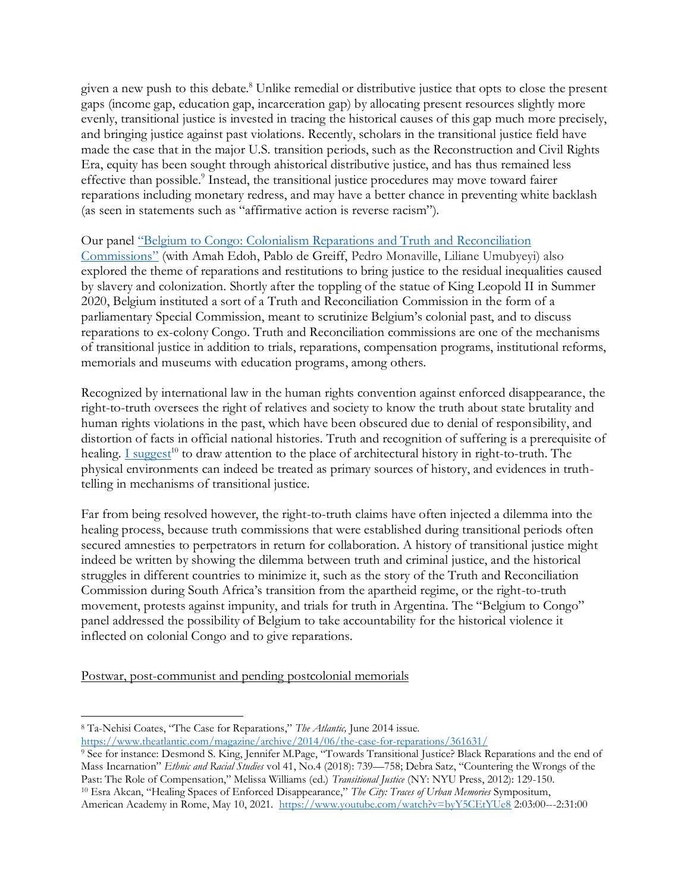given a new push to this debate.[8] Unlike remedial or distributive justice that opts to close the present gaps (income gap, education gap, incarceration gap) by allocating present resources slightly more evenly, transitional justice is invested in tracing the historical causes of this gap much more precisely, and bringing justice against past violations. Recently, scholars in the transitional justice field have made the case that in the major U.S. transition periods, such as the Reconstruction and Civil Rights Era, equity has been sought through ahistorical distributive justice, and has thus remained less effective than possible.[9] Instead, the transitional justice procedures may move toward fairer reparations including monetary redress, and may have a better chance in preventing white backlash (as seen in statements such as "affirmative action is reverse racism").

Our panel "Belgium to Congo: Colonialism Reparations and Truth and Reconciliation Commissions" (with Amah Edoh, Pablo de Greiff, Pedro Monaville, Liliane Umubyeyi) also explored the theme of reparations and restitutions to bring justice to the residual inequalities caused by slavery and colonization. Shortly after the toppling of the statue of King Leopold II in Summer 2020, Belgium instituted a sort of a Truth and Reconciliation Commission in the form of a parliamentary Special Commission, meant to scrutinize Belgium's colonial past, and to discuss reparations to ex-colony Congo. Truth and Reconciliation commissions are one of the mechanisms of transitional justice in addition to trials, reparations, compensation programs, institutional reforms, memorials and museums with education programs, among others.

Recognized by international law in the human rights convention against enforced disappearance, the right-to-truth oversees the right of relatives and society to know the truth about state brutality and human rights violations in the past, which have been obscured due to denial of responsibility, and distortion of facts in official national histories. Truth and recognition of suffering is a prerequisite of healing. I suggest[10] to draw attention to the place of architectural history in right-to-truth. The physical environments can indeed be treated as primary sources of history, and evidences in truth-telling in mechanisms of transitional justice.

Far from being resolved however, the right-to-truth claims have often injected a dilemma into the healing process, because truth commissions that were established during transitional periods often secured amnesties to perpetrators in return for collaboration. A history of transitional justice might indeed be written by showing the dilemma between truth and criminal justice, and the historical struggles in different countries to minimize it, such as the story of the Truth and Reconciliation Commission during South Africa's transition from the apartheid regime, or the right-to-truth movement, protests against impunity, and trials for truth in Argentina. The "Belgium to Congo" panel addressed the possibility of Belgium to take accountability for the historical violence it inflected on colonial Congo and to give reparations.

Postwar, post-communist and pending postcolonial memorials

---

[8] Ta-Nehisi Coates, "The Case for Reparations," *The Atlantic,* June 2014 issue. https://www.theatlantic.com/magazine/archive/2014/06/the-case-for-reparations/361631/

[9] See for instance: Desmond S. King, Jennifer M.Page, "Towards Transitional Justice? Black Reparations and the end of Mass Incarnation" *Ethnic and Racial Studies* vol 41, No.4 (2018): 739—758; Debra Satz, "Countering the Wrongs of the Past: The Role of Compensation," Melissa Williams (ed.) *Transitional Justice* (NY: NYU Press, 2012): 129-150.

[10] Esra Akcan, "Healing Spaces of Enforced Disappearance," *The City: Traces of Urban Memories* Symposium, American Academy in Rome, May 10, 2021. https://www.youtube.com/watch?v=byY5CEtYUe8 2:03:00---2:31:00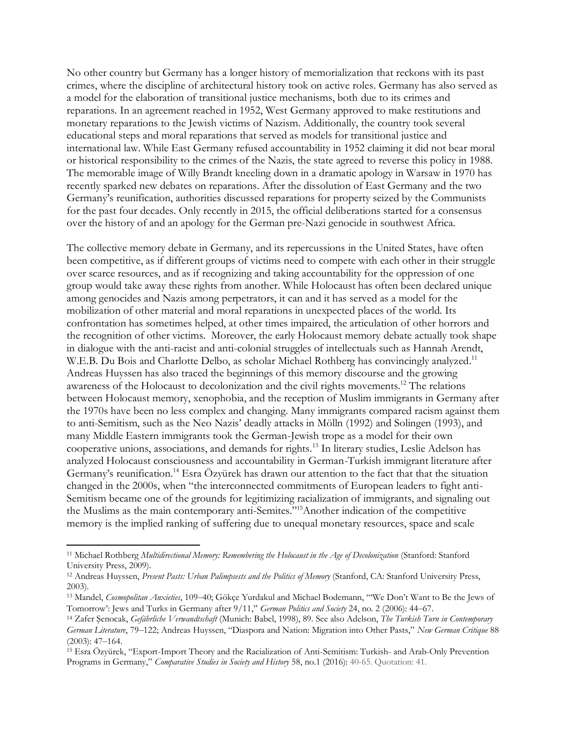No other country but Germany has a longer history of memorialization that reckons with its past crimes, where the discipline of architectural history took on active roles. Germany has also served as a model for the elaboration of transitional justice mechanisms, both due to its crimes and reparations. In an agreement reached in 1952, West Germany approved to make restitutions and monetary reparations to the Jewish victims of Nazism. Additionally, the country took several educational steps and moral reparations that served as models for transitional justice and international law. While East Germany refused accountability in 1952 claiming it did not bear moral or historical responsibility to the crimes of the Nazis, the state agreed to reverse this policy in 1988. The memorable image of Willy Brandt kneeling down in a dramatic apology in Warsaw in 1970 has recently sparked new debates on reparations. After the dissolution of East Germany and the two Germany's reunification, authorities discussed reparations for property seized by the Communists for the past four decades. Only recently in 2015, the official deliberations started for a consensus over the history of and an apology for the German pre-Nazi genocide in southwest Africa.

The collective memory debate in Germany, and its repercussions in the United States, have often been competitive, as if different groups of victims need to compete with each other in their struggle over scarce resources, and as if recognizing and taking accountability for the oppression of one group would take away these rights from another. While Holocaust has often been declared unique among genocides and Nazis among perpetrators, it can and it has served as a model for the mobilization of other material and moral reparations in unexpected places of the world. Its confrontation has sometimes helped, at other times impaired, the articulation of other horrors and the recognition of other victims. Moreover, the early Holocaust memory debate actually took shape in dialogue with the anti-racist and anti-colonial struggles of intellectuals such as Hannah Arendt, W.E.B. Du Bois and Charlotte Delbo, as scholar Michael Rothberg has convincingly analyzed.[11] Andreas Huyssen has also traced the beginnings of this memory discourse and the growing awareness of the Holocaust to decolonization and the civil rights movements.[12] The relations between Holocaust memory, xenophobia, and the reception of Muslim immigrants in Germany after the 1970s have been no less complex and changing. Many immigrants compared racism against them to anti-Semitism, such as the Neo Nazis' deadly attacks in Mölln (1992) and Solingen (1993), and many Middle Eastern immigrants took the German-Jewish trope as a model for their own cooperative unions, associations, and demands for rights.[13] In literary studies, Leslie Adelson has analyzed Holocaust consciousness and accountability in German-Turkish immigrant literature after Germany's reunification.[14] Esra Özyürek has drawn our attention to the fact that that the situation changed in the 2000s, when "the interconnected commitments of European leaders to fight anti-Semitism became one of the grounds for legitimizing racialization of immigrants, and signaling out the Muslims as the main contemporary anti-Semites."[15]Another indication of the competitive memory is the implied ranking of suffering due to unequal monetary resources, space and scale

---

[11] Michael Rothberg *Multidirectional Memory: Remembering the Holocaust in the Age of Decolonization* (Stanford: Stanford University Press, 2009).

[12] Andreas Huyssen, *Present Pasts: Urban Palimpsests and the Politics of Memory* (Stanford, CA: Stanford University Press, 2003).

[13] Mandel, *Cosmopolitan Anxieties*, 109–40; Gökçe Yurdakul and Michael Bodemann, "'We Don't Want to Be the Jews of Tomorrow': Jews and Turks in Germany after 9/11," *German Politics and Society* 24, no. 2 (2006): 44–67.

[14] Zafer Şenocak, *Gefährliche Verwandtschaft* (Munich: Babel, 1998), 89. See also Adelson, *The Turkish Turn in Contemporary German Literature*, 79–122; Andreas Huyssen, "Diaspora and Nation: Migration into Other Pasts," *New German Critique* 88 (2003): 47–164.

[15] Esra Özyürek, "Export-Import Theory and the Racialization of Anti-Semitism: Turkish- and Arab-Only Prevention Programs in Germany," *Comparative Studies in Society and History* 58, no.1 (2016): 40-65. Quotation: 41.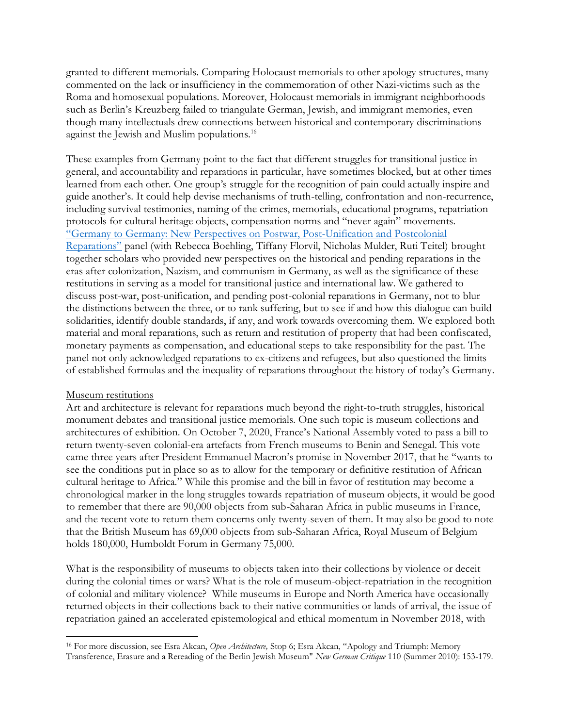granted to different memorials. Comparing Holocaust memorials to other apology structures, many commented on the lack or insufficiency in the commemoration of other Nazi-victims such as the Roma and homosexual populations. Moreover, Holocaust memorials in immigrant neighborhoods such as Berlin's Kreuzberg failed to triangulate German, Jewish, and immigrant memories, even though many intellectuals drew connections between historical and contemporary discriminations against the Jewish and Muslim populations.[16]

These examples from Germany point to the fact that different struggles for transitional justice in general, and accountability and reparations in particular, have sometimes blocked, but at other times learned from each other. One group's struggle for the recognition of pain could actually inspire and guide another's. It could help devise mechanisms of truth-telling, confrontation and non-recurrence, including survival testimonies, naming of the crimes, memorials, educational programs, repatriation protocols for cultural heritage objects, compensation norms and "never again" movements. "Germany to Germany: New Perspectives on Postwar, Post-Unification and Postcolonial Reparations" panel (with Rebecca Boehling, Tiffany Florvil, Nicholas Mulder, Ruti Teitel) brought together scholars who provided new perspectives on the historical and pending reparations in the eras after colonization, Nazism, and communism in Germany, as well as the significance of these restitutions in serving as a model for transitional justice and international law. We gathered to discuss post-war, post-unification, and pending post-colonial reparations in Germany, not to blur the distinctions between the three, or to rank suffering, but to see if and how this dialogue can build solidarities, identify double standards, if any, and work towards overcoming them. We explored both material and moral reparations, such as return and restitution of property that had been confiscated, monetary payments as compensation, and educational steps to take responsibility for the past. The panel not only acknowledged reparations to ex-citizens and refugees, but also questioned the limits of established formulas and the inequality of reparations throughout the history of today's Germany.

## Museum restitutions

Art and architecture is relevant for reparations much beyond the right-to-truth struggles, historical monument debates and transitional justice memorials. One such topic is museum collections and architectures of exhibition. On October 7, 2020, France's National Assembly voted to pass a bill to return twenty-seven colonial-era artefacts from French museums to Benin and Senegal. This vote came three years after President Emmanuel Macron's promise in November 2017, that he "wants to see the conditions put in place so as to allow for the temporary or definitive restitution of African cultural heritage to Africa." While this promise and the bill in favor of restitution may become a chronological marker in the long struggles towards repatriation of museum objects, it would be good to remember that there are 90,000 objects from sub-Saharan Africa in public museums in France, and the recent vote to return them concerns only twenty-seven of them. It may also be good to note that the British Museum has 69,000 objects from sub-Saharan Africa, Royal Museum of Belgium holds 180,000, Humboldt Forum in Germany 75,000.

What is the responsibility of museums to objects taken into their collections by violence or deceit during the colonial times or wars? What is the role of museum-object-repatriation in the recognition of colonial and military violence? While museums in Europe and North America have occasionally returned objects in their collections back to their native communities or lands of arrival, the issue of repatriation gained an accelerated epistemological and ethical momentum in November 2018, with

---

[16] For more discussion, see Esra Akcan, *Open Architecture,* Stop 6; Esra Akcan, "Apology and Triumph: Memory Transference, Erasure and a Rereading of the Berlin Jewish Museum" *New German Critique* 110 (Summer 2010): 153-179.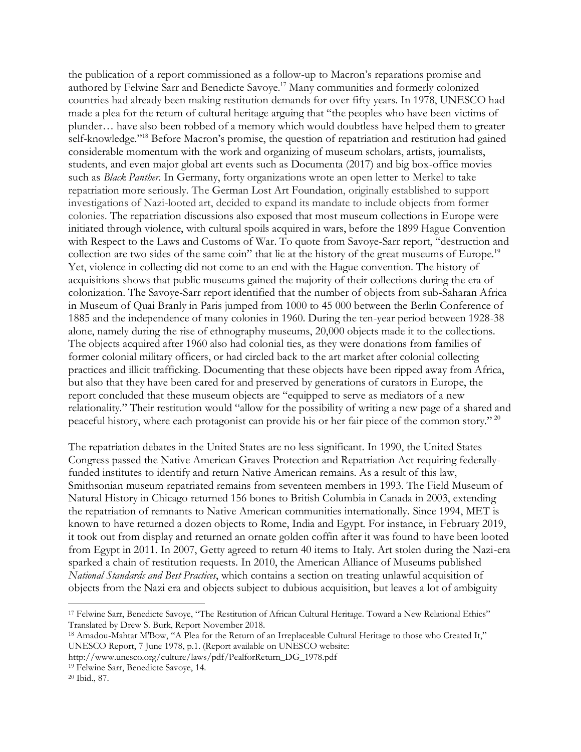the publication of a report commissioned as a follow-up to Macron's reparations promise and authored by Felwine Sarr and Benedicte Savoye.[17] Many communities and formerly colonized countries had already been making restitution demands for over fifty years. In 1978, UNESCO had made a plea for the return of cultural heritage arguing that "the peoples who have been victims of plunder… have also been robbed of a memory which would doubtless have helped them to greater self-knowledge."[18] Before Macron's promise, the question of repatriation and restitution had gained considerable momentum with the work and organizing of museum scholars, artists, journalists, students, and even major global art events such as Documenta (2017) and big box-office movies such as *Black Panther*. In Germany, forty organizations wrote an open letter to Merkel to take repatriation more seriously. The German Lost Art Foundation, originally established to support investigations of Nazi-looted art, decided to expand its mandate to include objects from former colonies. The repatriation discussions also exposed that most museum collections in Europe were initiated through violence, with cultural spoils acquired in wars, before the 1899 Hague Convention with Respect to the Laws and Customs of War. To quote from Savoye-Sarr report, "destruction and collection are two sides of the same coin" that lie at the history of the great museums of Europe.[19] Yet, violence in collecting did not come to an end with the Hague convention. The history of acquisitions shows that public museums gained the majority of their collections during the era of colonization. The Savoye-Sarr report identified that the number of objects from sub-Saharan Africa in Museum of Quai Branly in Paris jumped from 1000 to 45 000 between the Berlin Conference of 1885 and the independence of many colonies in 1960. During the ten-year period between 1928-38 alone, namely during the rise of ethnography museums, 20,000 objects made it to the collections. The objects acquired after 1960 also had colonial ties, as they were donations from families of former colonial military officers, or had circled back to the art market after colonial collecting practices and illicit trafficking. Documenting that these objects have been ripped away from Africa, but also that they have been cared for and preserved by generations of curators in Europe, the report concluded that these museum objects are "equipped to serve as mediators of a new relationality." Their restitution would "allow for the possibility of writing a new page of a shared and peaceful history, where each protagonist can provide his or her fair piece of the common story." [20]

The repatriation debates in the United States are no less significant. In 1990, the United States Congress passed the Native American Graves Protection and Repatriation Act requiring federally-funded institutes to identify and return Native American remains. As a result of this law, Smithsonian museum repatriated remains from seventeen members in 1993. The Field Museum of Natural History in Chicago returned 156 bones to British Columbia in Canada in 2003, extending the repatriation of remnants to Native American communities internationally. Since 1994, MET is known to have returned a dozen objects to Rome, India and Egypt. For instance, in February 2019, it took out from display and returned an ornate golden coffin after it was found to have been looted from Egypt in 2011. In 2007, Getty agreed to return 40 items to Italy. Art stolen during the Nazi-era sparked a chain of restitution requests. In 2010, the American Alliance of Museums published *National Standards and Best Practices*, which contains a section on treating unlawful acquisition of objects from the Nazi era and objects subject to dubious acquisition, but leaves a lot of ambiguity

---

[17] Felwine Sarr, Benedicte Savoye, "The Restitution of African Cultural Heritage. Toward a New Relational Ethics" Translated by Drew S. Burk, Report November 2018.

[18] Amadou-Mahtar M'Bow, "A Plea for the Return of an Irreplaceable Cultural Heritage to those who Created It," UNESCO Report, 7 June 1978, p.1. (Report available on UNESCO website: http://www.unesco.org/culture/laws/pdf/PealforReturn_DG_1978.pdf

[19] Felwine Sarr, Benedicte Savoye, 14.

[20] Ibid., 87.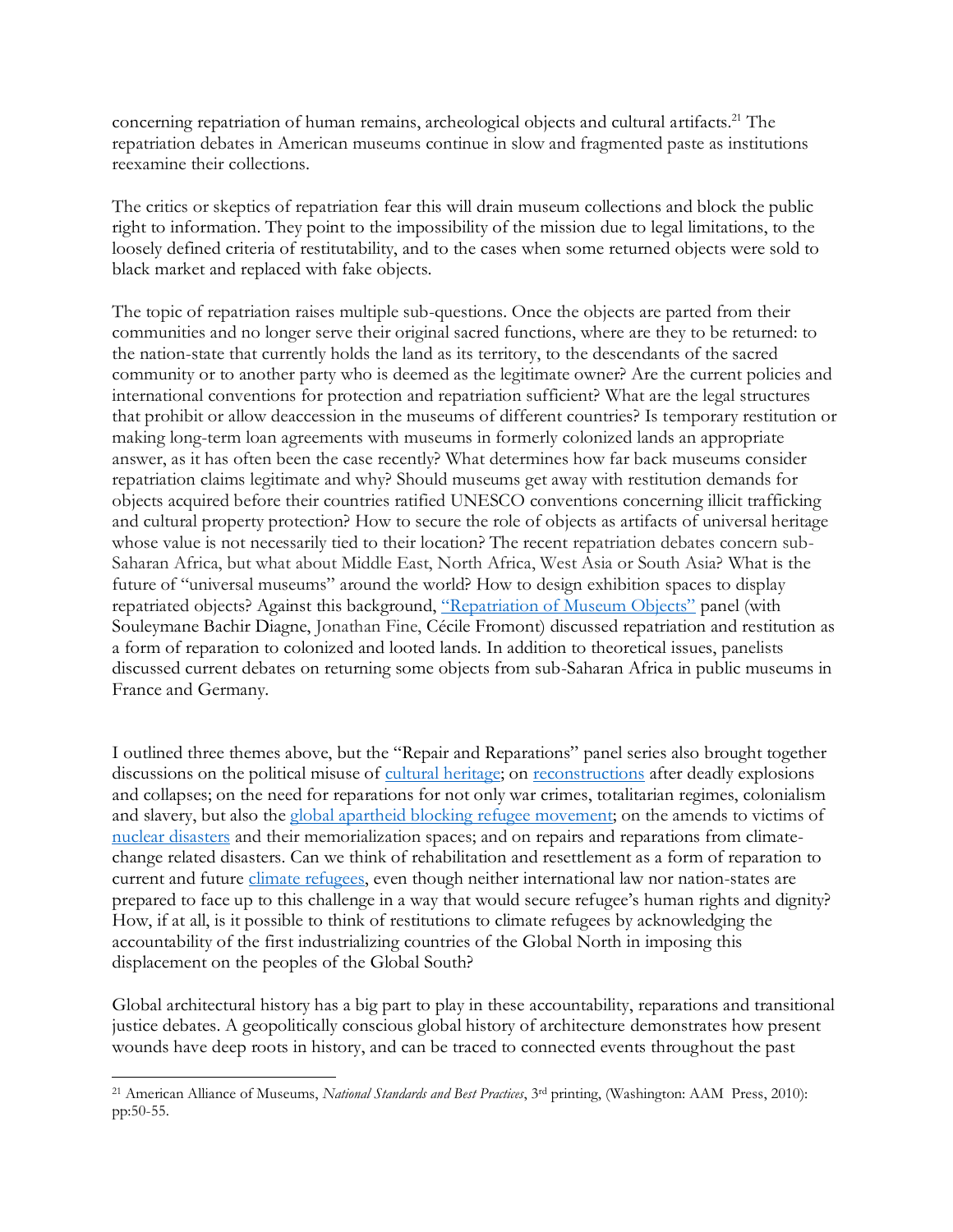concerning repatriation of human remains, archeological objects and cultural artifacts.[21] The repatriation debates in American museums continue in slow and fragmented paste as institutions reexamine their collections.

The critics or skeptics of repatriation fear this will drain museum collections and block the public right to information. They point to the impossibility of the mission due to legal limitations, to the loosely defined criteria of restitutability, and to the cases when some returned objects were sold to black market and replaced with fake objects.

The topic of repatriation raises multiple sub-questions. Once the objects are parted from their communities and no longer serve their original sacred functions, where are they to be returned: to the nation-state that currently holds the land as its territory, to the descendants of the sacred community or to another party who is deemed as the legitimate owner? Are the current policies and international conventions for protection and repatriation sufficient? What are the legal structures that prohibit or allow deaccession in the museums of different countries? Is temporary restitution or making long-term loan agreements with museums in formerly colonized lands an appropriate answer, as it has often been the case recently? What determines how far back museums consider repatriation claims legitimate and why? Should museums get away with restitution demands for objects acquired before their countries ratified UNESCO conventions concerning illicit trafficking and cultural property protection? How to secure the role of objects as artifacts of universal heritage whose value is not necessarily tied to their location? The recent repatriation debates concern sub-Saharan Africa, but what about Middle East, North Africa, West Asia or South Asia? What is the future of "universal museums" around the world? How to design exhibition spaces to display repatriated objects? Against this background, "Repatriation of Museum Objects" panel (with Souleymane Bachir Diagne, Jonathan Fine, Cécile Fromont) discussed repatriation and restitution as a form of reparation to colonized and looted lands. In addition to theoretical issues, panelists discussed current debates on returning some objects from sub-Saharan Africa in public museums in France and Germany.

I outlined three themes above, but the "Repair and Reparations" panel series also brought together discussions on the political misuse of cultural heritage; on reconstructions after deadly explosions and collapses; on the need for reparations for not only war crimes, totalitarian regimes, colonialism and slavery, but also the global apartheid blocking refugee movement; on the amends to victims of nuclear disasters and their memorialization spaces; and on repairs and reparations from climate-change related disasters. Can we think of rehabilitation and resettlement as a form of reparation to current and future climate refugees, even though neither international law nor nation-states are prepared to face up to this challenge in a way that would secure refugee's human rights and dignity? How, if at all, is it possible to think of restitutions to climate refugees by acknowledging the accountability of the first industrializing countries of the Global North in imposing this displacement on the peoples of the Global South?

Global architectural history has a big part to play in these accountability, reparations and transitional justice debates. A geopolitically conscious global history of architecture demonstrates how present wounds have deep roots in history, and can be traced to connected events throughout the past

---

[21] American Alliance of Museums, *National Standards and Best Practices*, 3rd printing, (Washington: AAM Press, 2010): pp:50-55.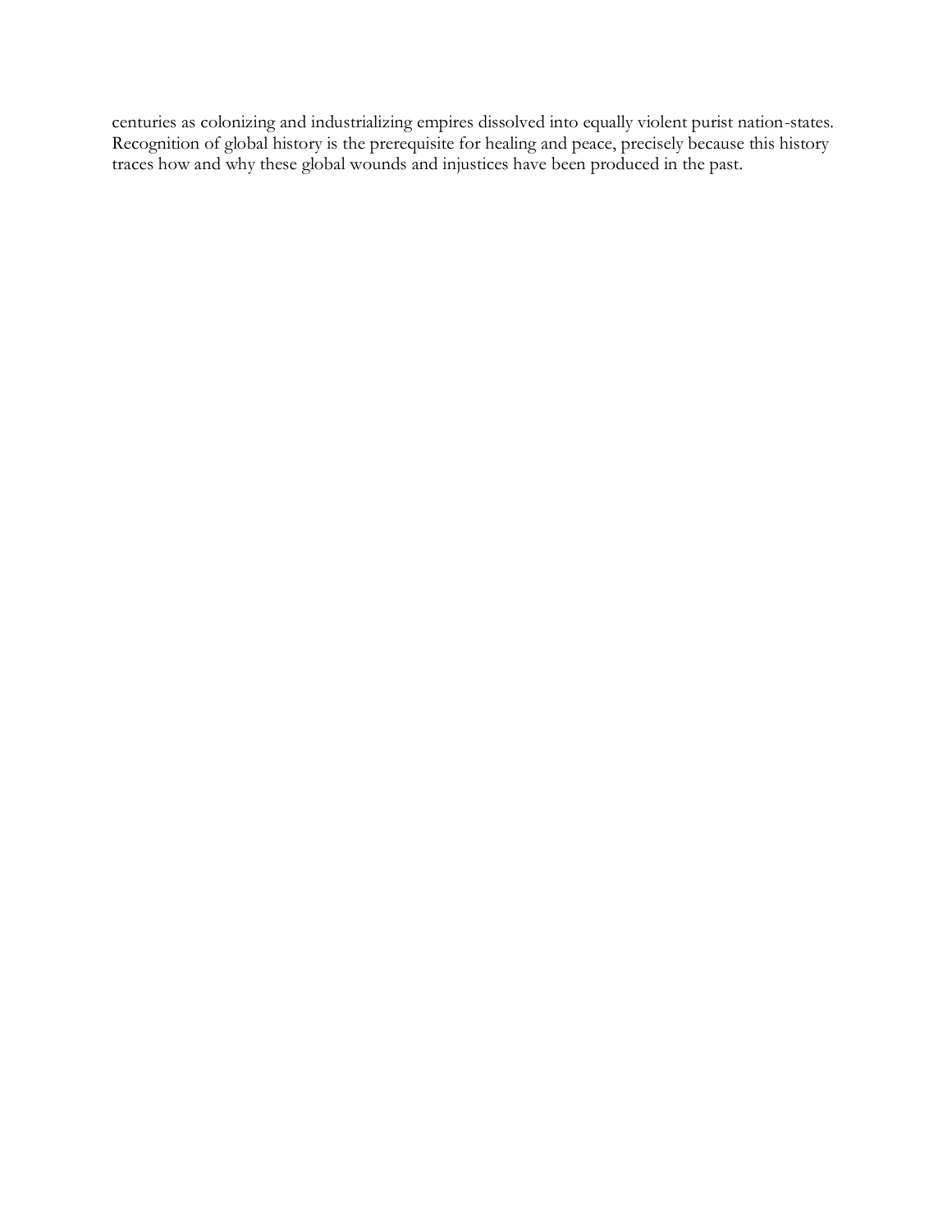centuries as colonizing and industrializing empires dissolved into equally violent purist nation-states. Recognition of global history is the prerequisite for healing and peace, precisely because this history traces how and why these global wounds and injustices have been produced in the past.